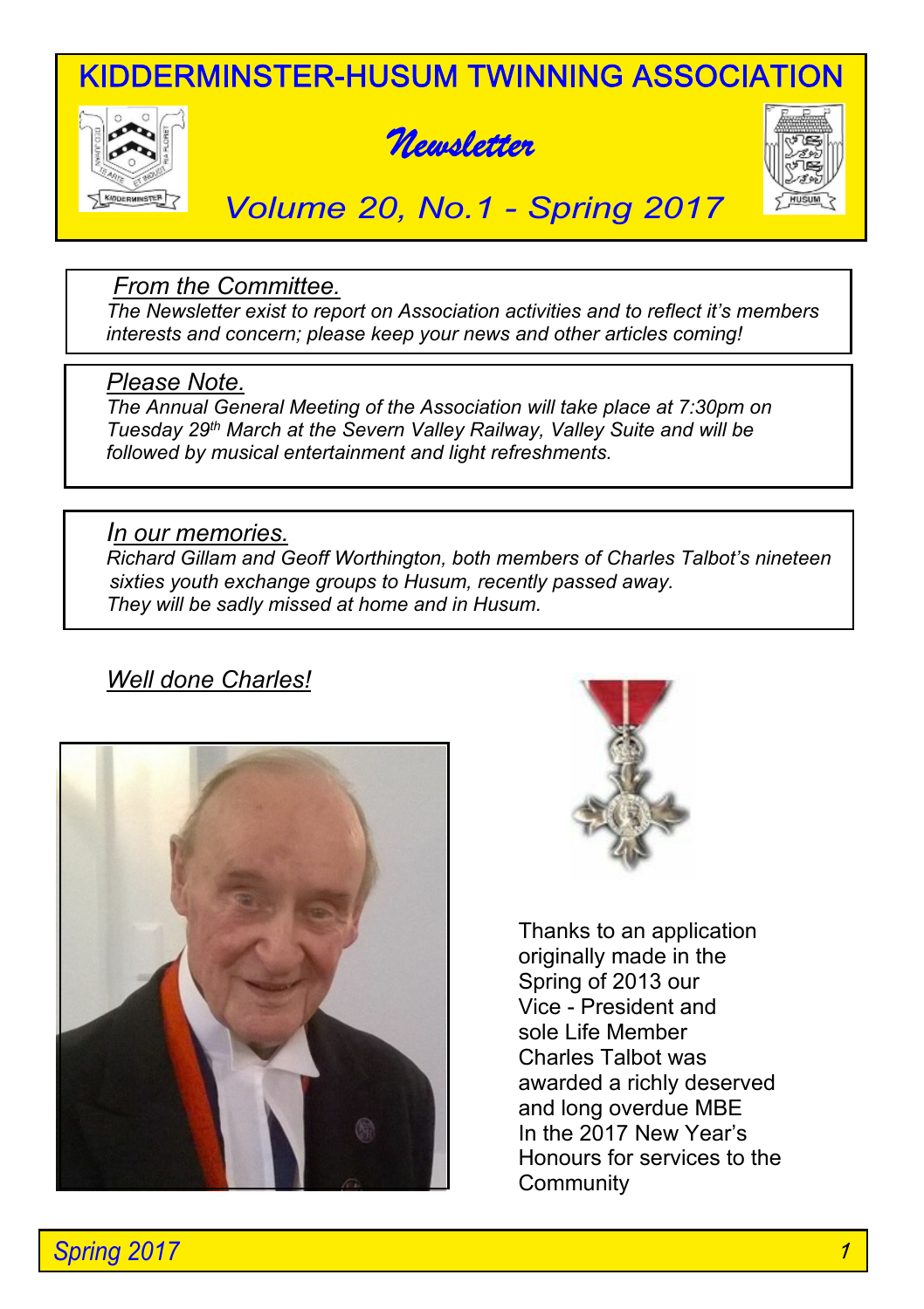# KIDDERMINSTER-HUSUM TWINNING ASSOCIATION

## *Newsletter*

### *Volume 20, No.1 - Spring 2017*

## *From the Committee.*

*The Newsletter exist to report on Association activities and to reflect it's members interests and concern; please keep your news and other articles coming!*

## *Please Note.*

*The Annual General Meeting of the Association will take place at 7:30pm on Tuesday 29th March at the Severn Valley Railway, Valley Suite and will be followed by musical entertainment and light refreshments.*

## *In our memories.*

*Richard Gillam and Geoff Worthington, both members of Charles Talbot's nineteen sixties youth exchange groups to Husum, recently passed away. They will be sadly missed at home and in Husum.*

## *Well done Charles!*

Thanks to an application originally made in the Spring of 2013 our Vice - President and sole Life Member Charles Talbot was awarded a richly deserved and long overdue MBE In the 2017 New Year's Honours for services to the Community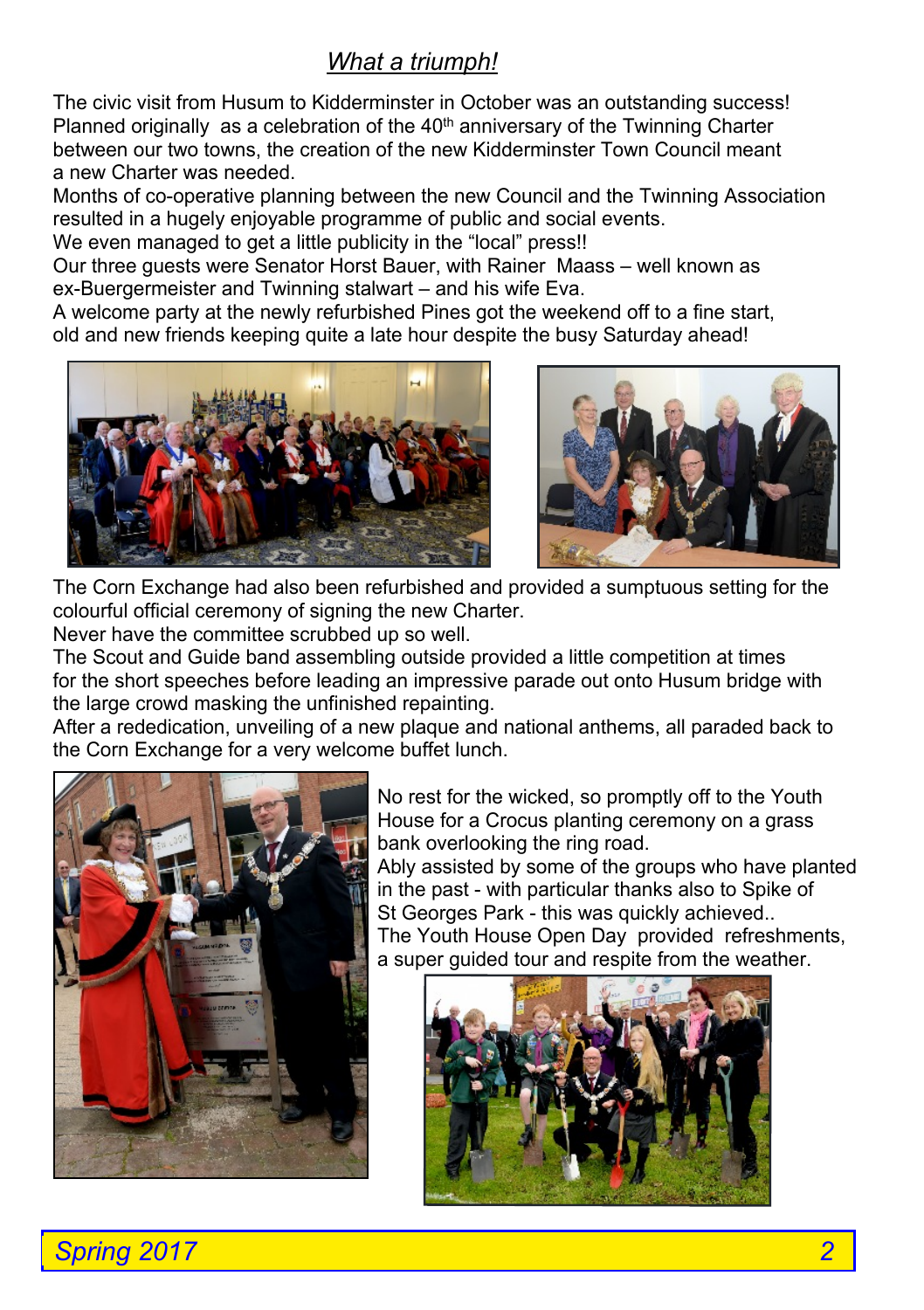## *What a triumph!*

The civic visit from Husum to Kidderminster in October was an outstanding success! Planned originally as a celebration of the 40th anniversary of the Twinning Charter between our two towns, the creation of the new Kidderminster Town Council meant a new Charter was needed.

Months of co-operative planning between the new Council and the Twinning Association resulted in a hugely enjoyable programme of public and social events.

We even managed to get a little publicity in the "local" press!!

Our three guests were Senator Horst Bauer, with Rainer Maass – well known as ex-Buergermeister and Twinning stalwart – and his wife Eva.

A welcome party at the newly refurbished Pines got the weekend off to a fine start, old and new friends keeping quite a late hour despite the busy Saturday ahead!

The Corn Exchange had also been refurbished and provided a sumptuous setting for the colourful official ceremony of signing the new Charter.

Never have the committee scrubbed up so well.

The Scout and Guide band assembling outside provided a little competition at times for the short speeches before leading an impressive parade out onto Husum bridge with the large crowd masking the unfinished repainting.

After a rededication, unveiling of a new plaque and national anthems, all paraded back to the Corn Exchange for a very welcome buffet lunch.

No rest for the wicked, so promptly off to the Youth House for a Crocus planting ceremony on a grass bank overlooking the ring road.

Ably assisted by some of the groups who have planted in the past - with particular thanks also to Spike of St Georges Park - this was quickly achieved..

The Youth House Open Day provided refreshments, a super guided tour and respite from the weather.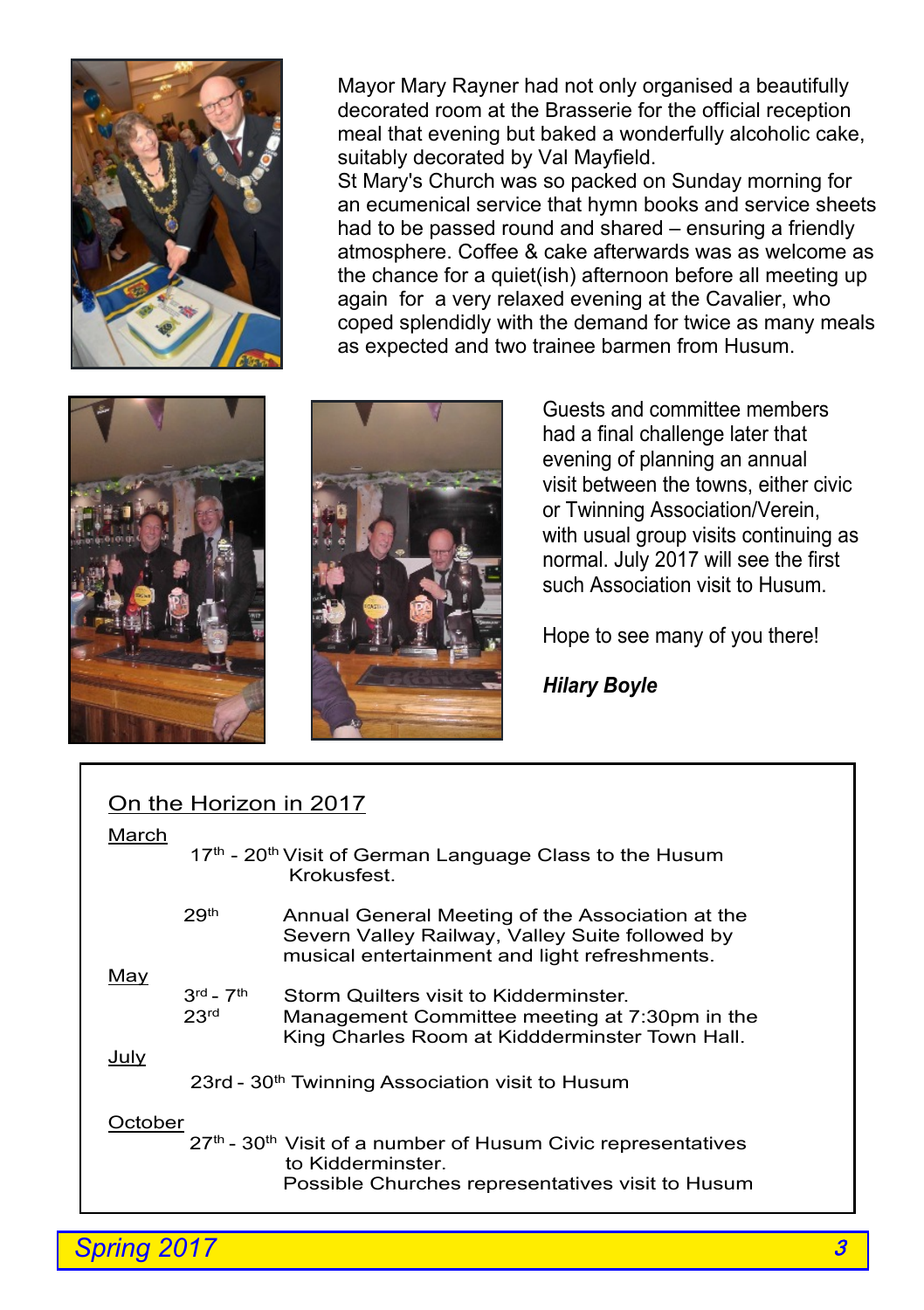Mayor Mary Rayner had not only organised a beautifully decorated room at the Brasserie for the official reception meal that evening but baked a wonderfully alcoholic cake, suitably decorated by Val Mayfield.
St Mary's Church was so packed on Sunday morning for an ecumenical service that hymn books and service sheets had to be passed round and shared – ensuring a friendly atmosphere. Coffee & cake afterwards was as welcome as the chance for a quiet(ish) afternoon before all meeting up again for a very relaxed evening at the Cavalier, who coped splendidly with the demand for twice as many meals as expected and two trainee barmen from Husum.

Guests and committee members had a final challenge later that evening of planning an annual visit between the towns, either civic or Twinning Association/Verein, with usual group visits continuing as normal. July 2017 will see the first such Association visit to Husum.

Hope to see many of you there!

***Hilary Boyle***

## On the Horizon in 2017

**March**

17th - 20th Visit of German Language Class to the Husum Krokusfest.

29th Annual General Meeting of the Association at the Severn Valley Railway, Valley Suite followed by musical entertainment and light refreshments.

**May**

3rd - 7th Storm Quilters visit to Kidderminster.

23rd Management Committee meeting at 7:30pm in the King Charles Room at Kiddderminster Town Hall.

**July**

23rd - 30th Twinning Association visit to Husum

**October**

27th - 30th Visit of a number of Husum Civic representatives to Kidderminster.
Possible Churches representatives visit to Husum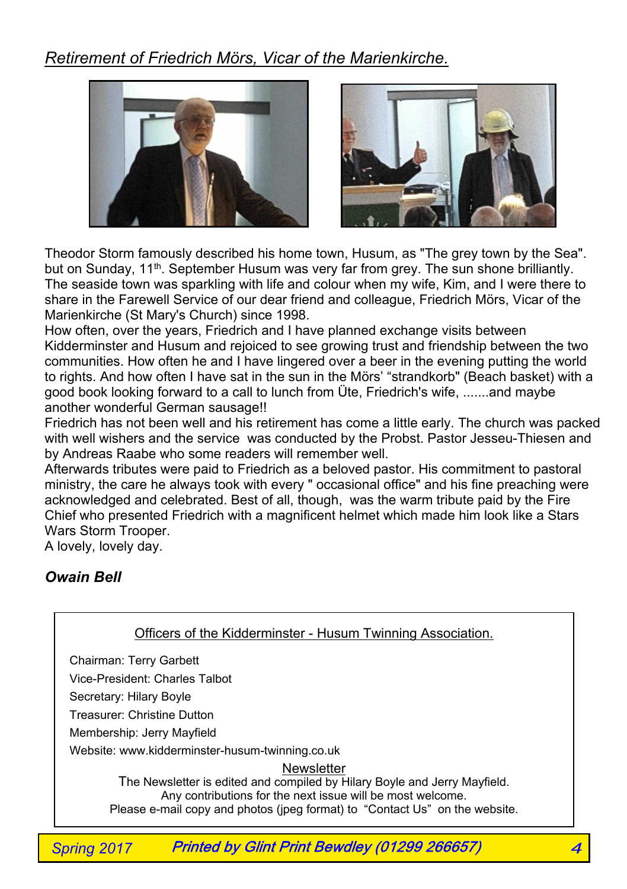## *Retirement of Friedrich Mörs, Vicar of the Marienkirche.*

Theodor Storm famously described his home town, Husum, as "The grey town by the Sea". but on Sunday, 11th. September Husum was very far from grey. The sun shone brilliantly. The seaside town was sparkling with life and colour when my wife, Kim, and I were there to share in the Farewell Service of our dear friend and colleague, Friedrich Mörs, Vicar of the Marienkirche (St Mary's Church) since 1998.

How often, over the years, Friedrich and I have planned exchange visits between Kidderminster and Husum and rejoiced to see growing trust and friendship between the two communities. How often he and I have lingered over a beer in the evening putting the world to rights. And how often I have sat in the sun in the Mörs' "strandkorb" (Beach basket) with a good book looking forward to a call to lunch from Üte, Friedrich's wife, .......and maybe another wonderful German sausage!!

Friedrich has not been well and his retirement has come a little early. The church was packed with well wishers and the service was conducted by the Probst. Pastor Jesseu-Thiesen and by Andreas Raabe who some readers will remember well.

Afterwards tributes were paid to Friedrich as a beloved pastor. His commitment to pastoral ministry, the care he always took with every " occasional office" and his fine preaching were acknowledged and celebrated. Best of all, though, was the warm tribute paid by the Fire Chief who presented Friedrich with a magnificent helmet which made him look like a Stars Wars Storm Trooper.

A lovely, lovely day.

***Owain Bell***

Officers of the Kidderminster - Husum Twinning Association.

Chairman: Terry Garbett

Vice-President: Charles Talbot

Secretary: Hilary Boyle

Treasurer: Christine Dutton

Membership: Jerry Mayfield

Website: www.kidderminster-husum-twinning.co.uk

Newsletter

The Newsletter is edited and compiled by Hilary Boyle and Jerry Mayfield.
Any contributions for the next issue will be most welcome.
Please e-mail copy and photos (jpeg format) to "Contact Us" on the website.

*Spring 2017* ***Printed by Glint Print Bewdley (01299 266657)***